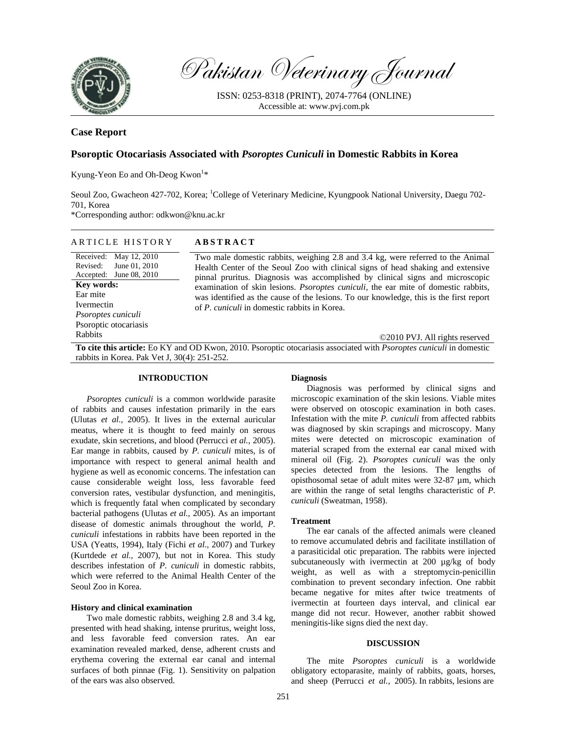Pakistan Veterinary Journal

ISSN: 0253-8318 (PRINT), 2074-7764 (ONLINE)
Accessible at: www.pvj.com.pk

**Case Report**

# Psoroptic Otocariasis Associated with *Psoroptes Cuniculi* in Domestic Rabbits in Korea

Kyung-Yeon Eo and Oh-Deog Kwon[1]*

Seoul Zoo, Gwacheon 427-702, Korea; [1]College of Veterinary Medicine, Kyungpook National University, Daegu 702-701, Korea
*Corresponding author: odkwon@knu.ac.kr

**ARTICLE HISTORY**

Received: May 12, 2010
Revised: June 01, 2010
Accepted: June 08, 2010

**Key words:**
Ear mite
Ivermectin
*Psoroptes cuniculi*
Psoroptic otocariasis
Rabbits

**ABSTRACT**

Two male domestic rabbits, weighing 2.8 and 3.4 kg, were referred to the Animal Health Center of the Seoul Zoo with clinical signs of head shaking and extensive pinnal pruritus. Diagnosis was accomplished by clinical signs and microscopic examination of skin lesions. *Psoroptes cuniculi,* the ear mite of domestic rabbits, was identified as the cause of the lesions. To our knowledge, this is the first report of *P. cuniculi* in domestic rabbits in Korea.

©2010 PVJ. All rights reserved

**To cite this article:** Eo KY and OD Kwon, 2010. Psoroptic otocariasis associated with *Psoroptes cuniculi* in domestic rabbits in Korea. Pak Vet J, 30(4): 251-252.

## INTRODUCTION

*Psoroptes cuniculi* is a common worldwide parasite of rabbits and causes infestation primarily in the ears (Ulutas *et al.,* 2005). It lives in the external auricular meatus, where it is thought to feed mainly on serous exudate, skin secretions, and blood (Perrucci *et al.,* 2005). Ear mange in rabbits, caused by *P. cuniculi* mites, is of importance with respect to general animal health and hygiene as well as economic concerns. The infestation can cause considerable weight loss, less favorable feed conversion rates, vestibular dysfunction, and meningitis, which is frequently fatal when complicated by secondary bacterial pathogens (Ulutas *et al.,* 2005). As an important disease of domestic animals throughout the world, *P. cuniculi* infestations in rabbits have been reported in the USA (Yeatts, 1994), Italy (Fichi *et al.,* 2007) and Turkey (Kurtdede *et al.,* 2007), but not in Korea. This study describes infestation of *P. cuniculi* in domestic rabbits, which were referred to the Animal Health Center of the Seoul Zoo in Korea.

### History and clinical examination

Two male domestic rabbits, weighing 2.8 and 3.4 kg, presented with head shaking, intense pruritus, weight loss, and less favorable feed conversion rates. An ear examination revealed marked, dense, adherent crusts and erythema covering the external ear canal and internal surfaces of both pinnae (Fig. 1). Sensitivity on palpation of the ears was also observed.

### Diagnosis

Diagnosis was performed by clinical signs and microscopic examination of the skin lesions. Viable mites were observed on otoscopic examination in both cases. Infestation with the mite *P. cuniculi* from affected rabbits was diagnosed by skin scrapings and microscopy. Many mites were detected on microscopic examination of material scraped from the external ear canal mixed with mineral oil (Fig. 2). *Psoroptes cuniculi* was the only species detected from the lesions. The lengths of opisthosomal setae of adult mites were 32-87 µm, which are within the range of setal lengths characteristic of *P. cuniculi* (Sweatman, 1958).

### Treatment

The ear canals of the affected animals were cleaned to remove accumulated debris and facilitate instillation of a parasiticidal otic preparation. The rabbits were injected subcutaneously with ivermectin at 200 µg/kg of body weight, as well as with a streptomycin-penicillin combination to prevent secondary infection. One rabbit became negative for mites after twice treatments of ivermectin at fourteen days interval, and clinical ear mange did not recur. However, another rabbit showed meningitis-like signs died the next day.

## DISCUSSION

The mite *Psoroptes cuniculi* is a worldwide obligatory ectoparasite, mainly of rabbits, goats, horses, and sheep (Perrucci *et al.,* 2005). In rabbits, lesions are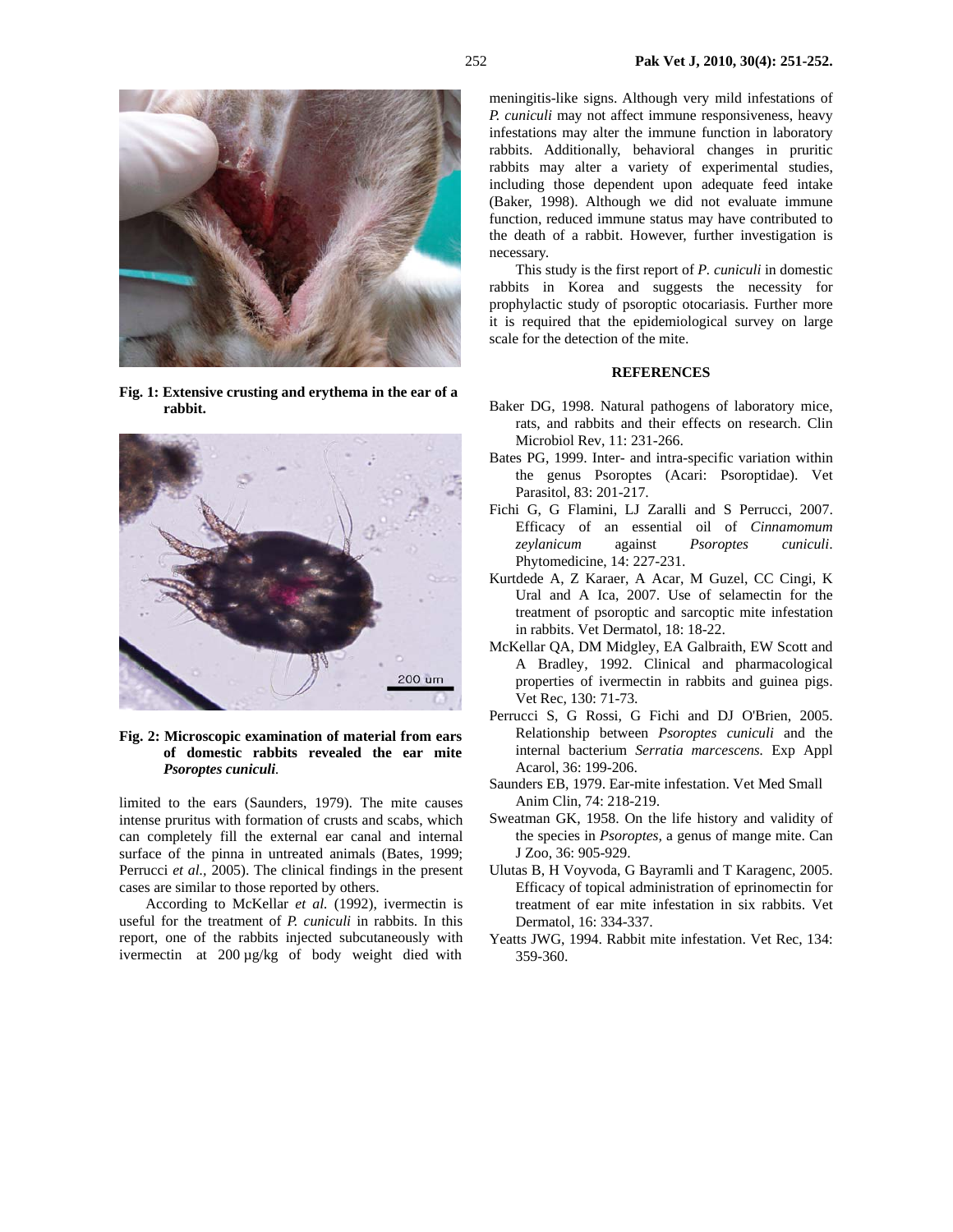Fig. 1: **Extensive crusting and erythema in the ear of a rabbit.**

200 um

**Fig. 2: Microscopic examination of material from ears of domestic rabbits revealed the ear mite *Psoroptes cuniculi*.**

limited to the ears (Saunders, 1979). The mite causes intense pruritus with formation of crusts and scabs, which can completely fill the external ear canal and internal surface of the pinna in untreated animals (Bates, 1999; Perrucci *et al.*, 2005). The clinical findings in the present cases are similar to those reported by others.

According to McKellar *et al.* (1992), ivermectin is useful for the treatment of *P. cuniculi* in rabbits. In this report, one of the rabbits injected subcutaneously with ivermectin at 200 µg/kg of body weight died with meningitis-like signs. Although very mild infestations of *P. cuniculi* may not affect immune responsiveness, heavy infestations may alter the immune function in laboratory rabbits. Additionally, behavioral changes in pruritic rabbits may alter a variety of experimental studies, including those dependent upon adequate feed intake (Baker, 1998). Although we did not evaluate immune function, reduced immune status may have contributed to the death of a rabbit. However, further investigation is necessary.

This study is the first report of *P. cuniculi* in domestic rabbits in Korea and suggests the necessity for prophylactic study of psoroptic otocariasis. Further more it is required that the epidemiological survey on large scale for the detection of the mite.

## REFERENCES

Baker DG, 1998. Natural pathogens of laboratory mice, rats, and rabbits and their effects on research. Clin Microbiol Rev, 11: 231-266.

Bates PG, 1999. Inter- and intra-specific variation within the genus Psoroptes (Acari: Psoroptidae). Vet Parasitol, 83: 201-217.

Fichi G, G Flamini, LJ Zaralli and S Perrucci, 2007. Efficacy of an essential oil of *Cinnamomum zeylanicum* against *Psoroptes cuniculi*. Phytomedicine, 14: 227-231.

Kurtdede A, Z Karaer, A Acar, M Guzel, CC Cingi, K Ural and A Ica, 2007. Use of selamectin for the treatment of psoroptic and sarcoptic mite infestation in rabbits. Vet Dermatol, 18: 18-22.

McKellar QA, DM Midgley, EA Galbraith, EW Scott and A Bradley, 1992. Clinical and pharmacological properties of ivermectin in rabbits and guinea pigs. Vet Rec, 130: 71-73.

Perrucci S, G Rossi, G Fichi and DJ O'Brien, 2005. Relationship between *Psoroptes cuniculi* and the internal bacterium *Serratia marcescens.* Exp Appl Acarol, 36: 199-206.

Saunders EB, 1979. Ear-mite infestation. Vet Med Small Anim Clin, 74: 218-219.

Sweatman GK, 1958. On the life history and validity of the species in *Psoroptes,* a genus of mange mite. Can J Zoo, 36: 905-929.

Ulutas B, H Voyvoda, G Bayramli and T Karagenc, 2005. Efficacy of topical administration of eprinomectin for treatment of ear mite infestation in six rabbits. Vet Dermatol, 16: 334-337.

Yeatts JWG, 1994. Rabbit mite infestation. Vet Rec, 134: 359-360.